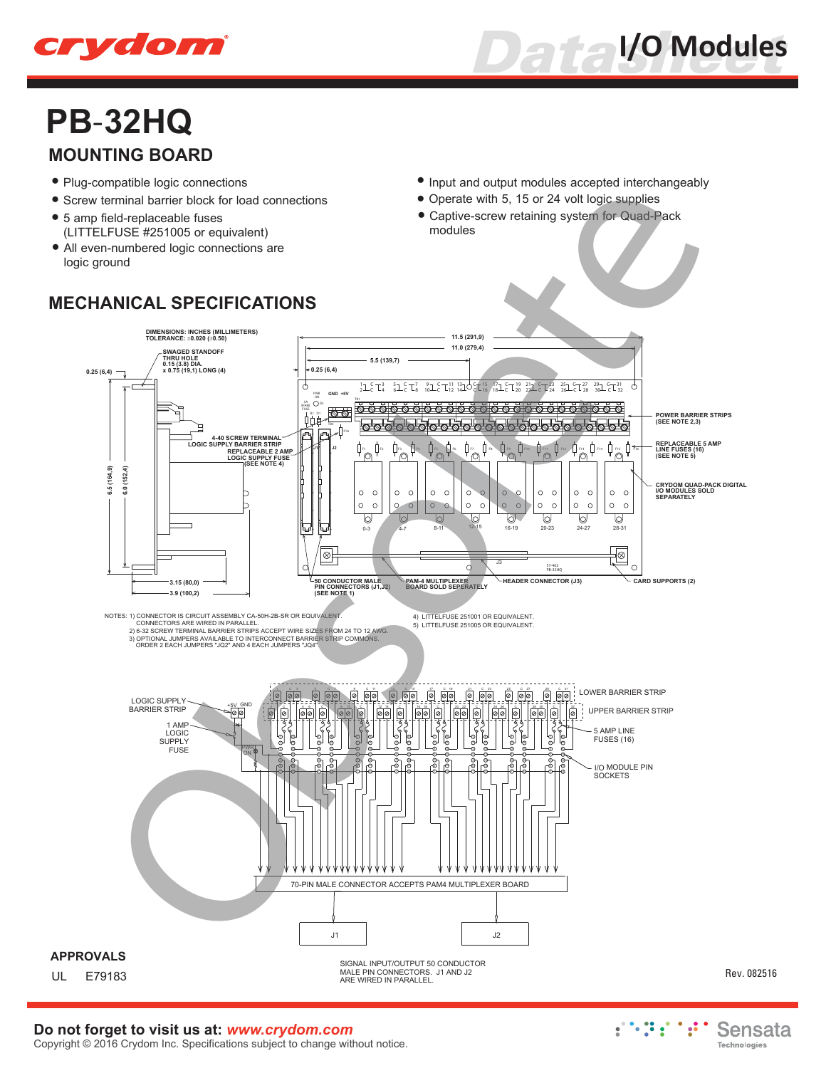crydom

I/O Modules

# PB-32HQ

## MOUNTING BOARD

- Plug-compatible logic connections
- Screw terminal barrier block for load connections
- 5 amp field-replaceable fuses (LITTELFUSE #251005 or equivalent)
- All even-numbered logic connections are logic ground
- Input and output modules accepted interchangeably
- Operate with 5, 15 or 24 volt logic supplies
- Captive-screw retaining system for Quad-Pack modules

## MECHANICAL SPECIFICATIONS

DIMENSIONS: INCHES (MILLIMETERS)
TOLERANCE: ±0.020 (±0.50)

SWAGED STANDOFF THRU HOLE 0.15 (3.8) DIA. x 0.75 (19,1) LONG (4)

0.25 (6,4) | 11.5 (291,9) | 11.0 (279,4) | 5.5 (139,7) | 0.25 (6,4) | 6.5 (164,9) | 6.0 (152,4) | 3.15 (80,0) | 3.9 (100,2)

4-40 SCREW TERMINAL LOGIC SUPPLY BARRIER STRIP

REPLACEABLE 2 AMP LOGIC SUPPLY FUSE (SEE NOTE 4)

POWER BARRIER STRIPS (SEE NOTE 2,3)

REPLACEABLE 5 AMP LINE FUSES (16) (SEE NOTE 5)

CRYDOM QUAD-PACK DIGITAL I/O MODULES SOLD SEPARATELY

0-3 | 4-7 | 8-11 | 12-15 | 16-19 | 20-23 | 24-27 | 28-31

50 CONDUCTOR MALE PIN CONNECTORS (J1,J2) (SEE NOTE 1)

PAM-4 MULTIPLEXER BOARD SOLD SEPERATELY

HEADER CONNECTOR (J3)

CARD SUPPORTS (2)

NOTES:
1) CONNECTOR IS CIRCUIT ASSEMBLY CA-50H-2B-SR OR EQUIVALENT. CONNECTORS ARE WIRED IN PARALLEL.
2) 6-32 SCREW TERMINAL BARRIER STRIPS ACCEPT WIRE SIZES FROM 24 TO 12 AWG.
3) OPTIONAL JUMPERS AVAILABLE TO INTERCONNECT BARRIER STRIP COMMONS. ORDER 2 EACH JUMPERS "JQ2" AND 4 EACH JUMPERS "JQ4".
4) LITTELFUSE 251001 OR EQUIVALENT.
5) LITTELFUSE 251005 OR EQUIVALENT.

LOGIC SUPPLY BARRIER STRIP | +5V | GND | 1 AMP LOGIC SUPPLY FUSE | PWR ON

LOWER BARRIER STRIP | UPPER BARRIER STRIP | 5 AMP LINE FUSES (16) | I/O MODULE PIN SOCKETS

70-PIN MALE CONNECTOR ACCEPTS PAM4 MULTIPLEXER BOARD

J1 | J2

SIGNAL INPUT/OUTPUT 50 CONDUCTOR MALE PIN CONNECTORS. J1 AND J2 ARE WIRED IN PARALLEL.

## APPROVALS

UL E79183

Rev. 082516

**Do not forget to visit us at:** ***www.crydom.com***
Copyright © 2016 Crydom Inc. Specifications subject to change without notice.

Sensata Technologies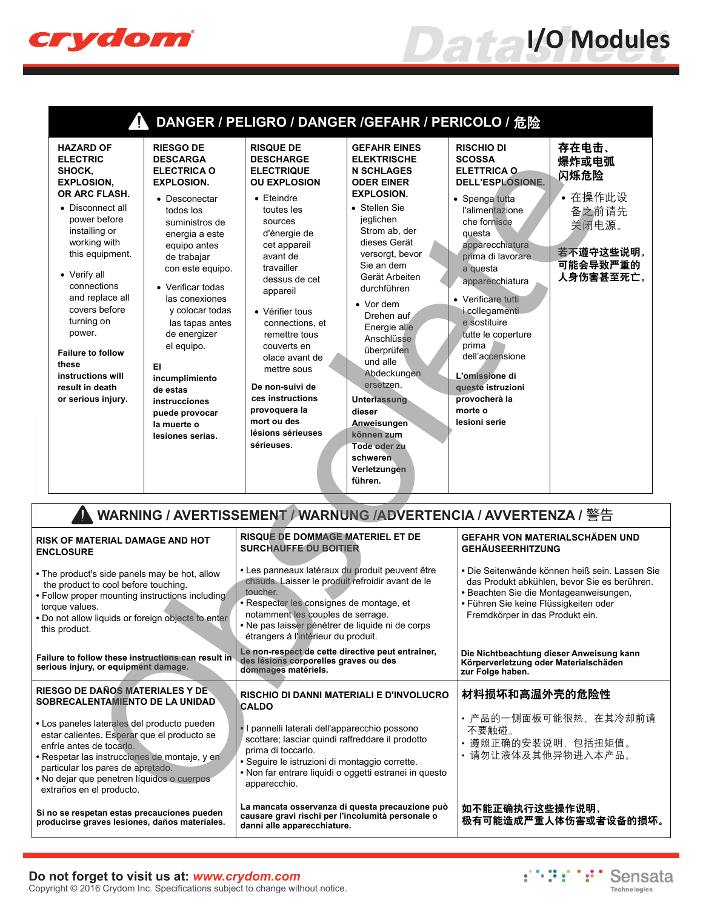# ⚠ DANGER / PELIGRO / DANGER /GEFAHR / PERICOLO / 危险

**HAZARD OF ELECTRIC SHOCK, EXPLOSION, OR ARC FLASH.**

- Disconnect all power before installing or working with this equipment.
- Verify all connections and replace all covers before turning on power.

**Failure to follow these instructions will result in death or serious injury.**

**RIESGO DE DESCARGA ELECTRICA O EXPLOSION.**

- Desconectar todos los suministros de energia a este equipo antes de trabajar con este equipo.
- Verificar todas las conexiones y colocar todas las tapas antes de energizer el equipo.

**El incumplimiento de estas instrucciones puede provocar la muerte o lesiones serias.**

**RISQUE DE DESCHARGE ELECTRIQUE OU EXPLOSION**

- Eteindre toutes les sources d'énergie de cet appareil avant de travailler dessus de cet appareil
- Vérifier tous connections, et remettre tous couverts en olace avant de mettre sous

**De non-suivi de ces instructions provoquera la mort ou des lésions sérieuses sérieuses.**

**GEFAHR EINES ELEKTRISCHEN SCHLAGES ODER EINER EXPLOSION.**

- Stellen Sie jeglichen Strom ab, der dieses Gerät versorgt, bevor Sie an dem Gerät Arbeiten durchführen
- Vor dem Drehen auf Energie alle Anschlüsse überprüfen und alle Abdeckungen ersetzen.

**Unterlassung dieser Anweisungen können zum Tode oder zu schweren Verletzungen führen.**

**RISCHIO DI SCOSSA ELETTRICA O DELL'ESPLOSIONE.**

- Spenga tutta l'alimentazione che fornisce questa apparecchiatura prima di lavorare a questa apparecchiatura
- Verificare tutti i collegamenti e sostituire tutte le coperture prima dell'accensione

**L'omissione di queste istruzioni provocherà la morte o lesioni serie**

**存在电击、爆炸或电弧闪烁危险**

- 在操作此设备之前请先关闭电源。

**若不遵守这些说明，可能会导致严重的人身伤害甚至死亡。**

# ⚠ WARNING / AVERTISSEMENT / WARNUNG /ADVERTENCIA / AVVERTENZA / 警告

**RISK OF MATERIAL DAMAGE AND HOT ENCLOSURE**

- The product's side panels may be hot, allow the product to cool before touching.
- Follow proper mounting instructions including torque values.
- Do not allow liquids or foreign objects to enter this product.

**Failure to follow these instructions can result in serious injury, or equipment damage.**

**RISQUE DE DOMMAGE MATERIEL ET DE SURCHAUFFE DU BOITIER**

- Les panneaux latéraux du produit peuvent être chauds. Laisser le produit refroidir avant de le toucher.
- Respecter les consignes de montage, et notamment les couples de serrage.
- Ne pas laisser pénétrer de liquide ni de corps étrangers à l'intérieur du produit.

**Le non-respect de cette directive peut entraîner des lésions corporelles graves ou des dommages matériels.**

**GEFAHR VON MATERIALSCHÄDEN UND GEHÄUSEERHITZUNG**

- Die Seitenwände können heiß sein. Lassen Sie das Produkt abkühlen, bevor Sie es berühren.
- Beachten Sie die Montageanweisungen,
- Führen Sie keine Flüssigkeiten oder Fremdkörper in das Produkt ein.

**Die Nichtbeachtung dieser Anweisung kann Körperverletzung oder Materialschäden zur Folge haben.**

**RIESGO DE DAÑOS MATERIALES Y DE SOBRECALENTAMIENTO DE LA UNIDAD**

- Los paneles laterales del producto pueden estar calientes. Esperar que el producto se enfríe antes de tocarlo.
- Respetar las instrucciones de montaje, y en particular los pares de apretado.
- No dejar que penetren líquidos o cuerpos extraños en el producto.

**Si no se respetan estas precauciones pueden producirse graves lesiones, daños materiales.**

**RISCHIO DI DANNI MATERIALI E D'INVOLUCRO CALDO**

- I pannelli laterali dell'apparecchio possono scottare; lasciar quindi raffreddare il prodotto prima di toccarlo.
- Seguire le istruzioni di montaggio corrette.
- Non far entrare liquidi o oggetti estranei in questo apparecchio.

**La mancata osservanza di questa precauzione può causare gravi rischi per l'incolumità personale o danni alle apparecchiature.**

**材料损坏和高温外壳的危险性**

- 产品的一侧面板可能很热，在其冷却前请不要触碰。
- 遵照正确的安装说明，包括扭矩值。
- 请勿让液体及其他异物进入本产品。

**如不能正确执行这些操作说明，极有可能造成严重人体伤害或者设备的损坏。**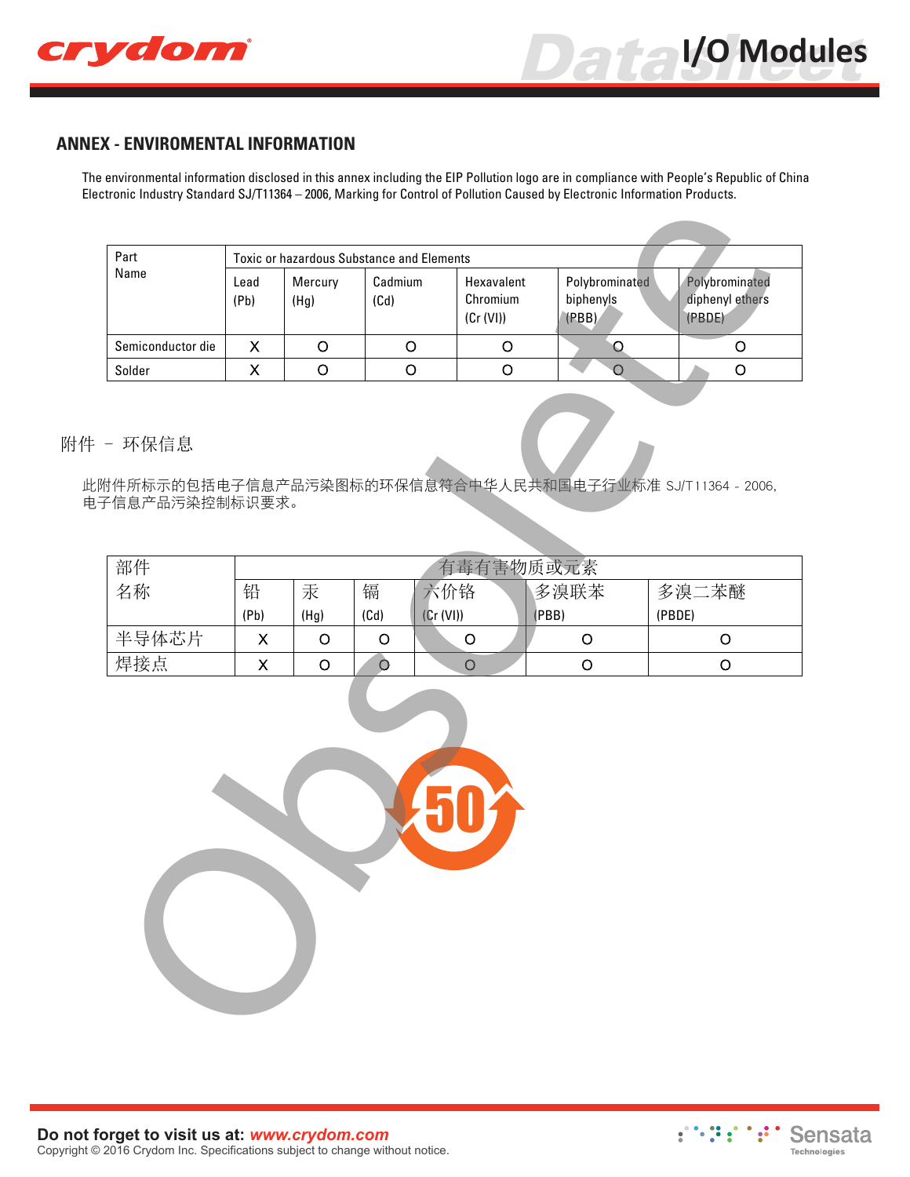## ANNEX - ENVIROMENTAL INFORMATION

The environmental information disclosed in this annex including the EIP Pollution logo are in compliance with People's Republic of China Electronic Industry Standard SJ/T11364 – 2006, Marking for Control of Pollution Caused by Electronic Information Products.

| Part Name | Toxic or hazardous Substance and Elements | | | | | |
|---|---|---|---|---|---|---|
| | Lead (Pb) | Mercury (Hg) | Cadmium (Cd) | Hexavalent Chromium (Cr (VI)) | Polybrominated biphenyls (PBB) | Polybrominated diphenyl ethers (PBDE) |
| Semiconductor die | X | O | O | O | O | O |
| Solder | X | O | O | O | O | O |

附件 – 环保信息

此附件所标示的包括电子信息产品污染图标的环保信息符合中华人民共和国电子行业标准 SJ/T11364 - 2006, 电子信息产品污染控制标识要求。

| 部件名称 | 有毒有害物质或元素 | | | | | |
|---|---|---|---|---|---|---|
| | 铅 (Pb) | 汞 (Hg) | 镉 (Cd) | 六价铬 (Cr (VI)) | 多溴联苯 (PBB) | 多溴二苯醚 (PBDE) |
| 半导体芯片 | X | O | O | O | O | O |
| 焊接点 | X | O | O | O | O | O |

50

Obsolete